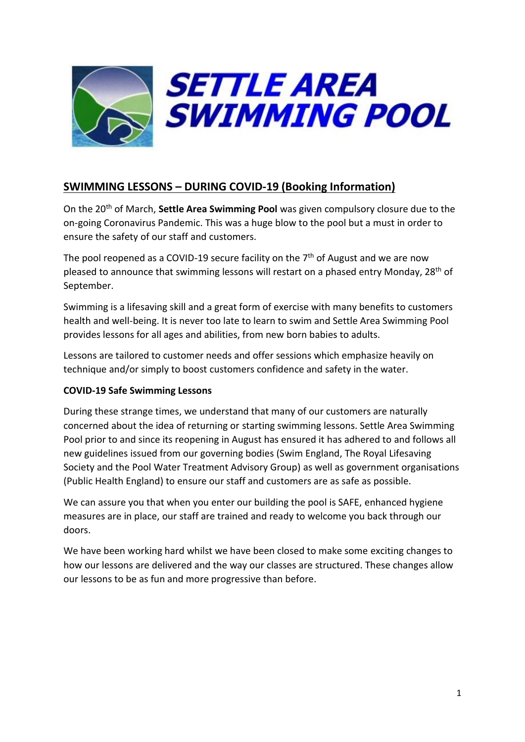# SETTLE AREA SWIMMING POOL

## SWIMMING LESSONS – DURING COVID-19 (Booking Information)

On the 20th of March, **Settle Area Swimming Pool** was given compulsory closure due to the on-going Coronavirus Pandemic. This was a huge blow to the pool but a must in order to ensure the safety of our staff and customers.

The pool reopened as a COVID-19 secure facility on the 7th of August and we are now pleased to announce that swimming lessons will restart on a phased entry Monday, 28th of September.

Swimming is a lifesaving skill and a great form of exercise with many benefits to customers health and well-being. It is never too late to learn to swim and Settle Area Swimming Pool provides lessons for all ages and abilities, from new born babies to adults.

Lessons are tailored to customer needs and offer sessions which emphasize heavily on technique and/or simply to boost customers confidence and safety in the water.

**COVID-19 Safe Swimming Lessons**

During these strange times, we understand that many of our customers are naturally concerned about the idea of returning or starting swimming lessons. Settle Area Swimming Pool prior to and since its reopening in August has ensured it has adhered to and follows all new guidelines issued from our governing bodies (Swim England, The Royal Lifesaving Society and the Pool Water Treatment Advisory Group) as well as government organisations (Public Health England) to ensure our staff and customers are as safe as possible.

We can assure you that when you enter our building the pool is SAFE, enhanced hygiene measures are in place, our staff are trained and ready to welcome you back through our doors.

We have been working hard whilst we have been closed to make some exciting changes to how our lessons are delivered and the way our classes are structured. These changes allow our lessons to be as fun and more progressive than before.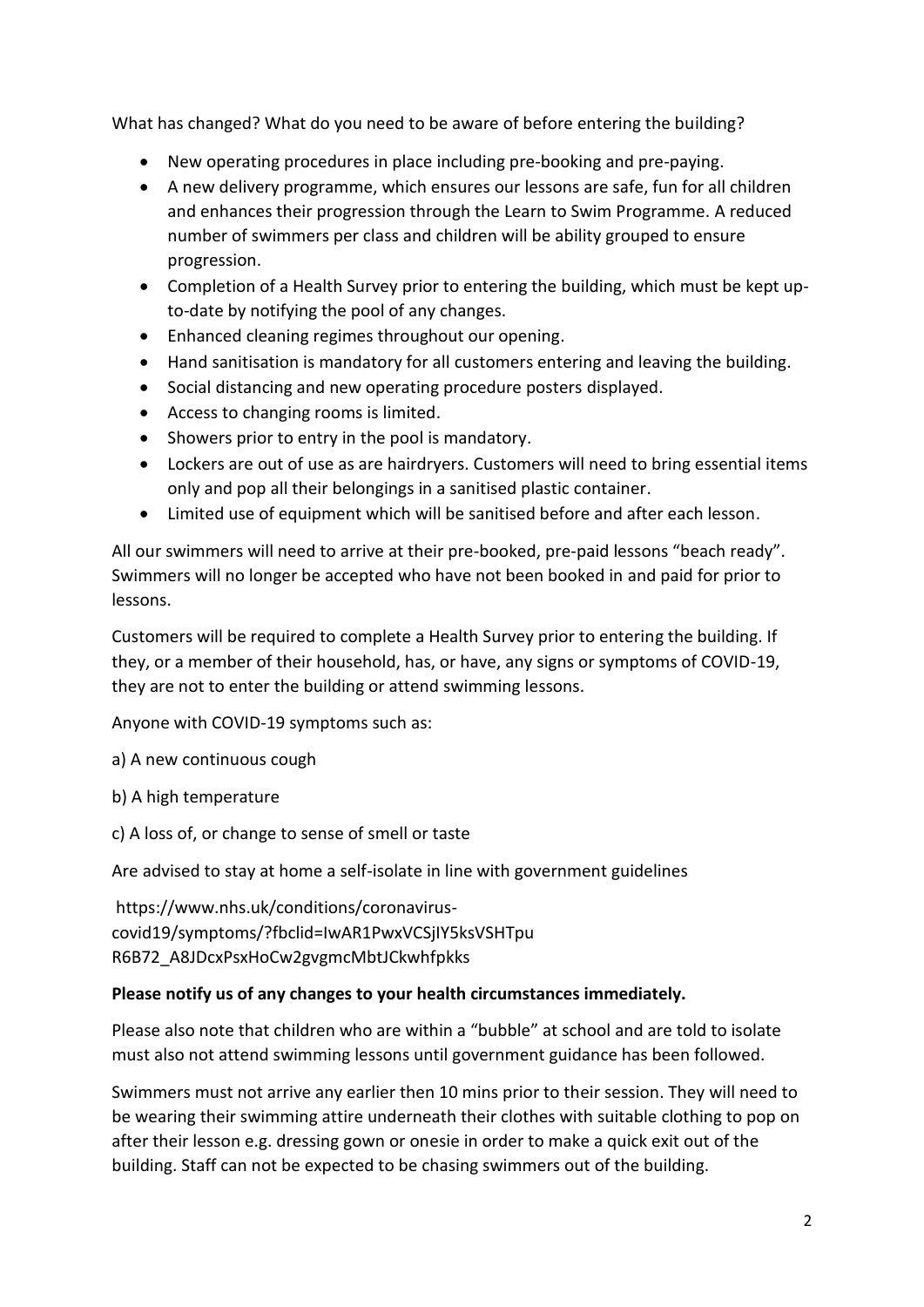What has changed? What do you need to be aware of before entering the building?

- New operating procedures in place including pre-booking and pre-paying.
- A new delivery programme, which ensures our lessons are safe, fun for all children and enhances their progression through the Learn to Swim Programme. A reduced number of swimmers per class and children will be ability grouped to ensure progression.
- Completion of a Health Survey prior to entering the building, which must be kept up-to-date by notifying the pool of any changes.
- Enhanced cleaning regimes throughout our opening.
- Hand sanitisation is mandatory for all customers entering and leaving the building.
- Social distancing and new operating procedure posters displayed.
- Access to changing rooms is limited.
- Showers prior to entry in the pool is mandatory.
- Lockers are out of use as are hairdryers. Customers will need to bring essential items only and pop all their belongings in a sanitised plastic container.
- Limited use of equipment which will be sanitised before and after each lesson.

All our swimmers will need to arrive at their pre-booked, pre-paid lessons "beach ready". Swimmers will no longer be accepted who have not been booked in and paid for prior to lessons.

Customers will be required to complete a Health Survey prior to entering the building. If they, or a member of their household, has, or have, any signs or symptoms of COVID-19, they are not to enter the building or attend swimming lessons.

Anyone with COVID-19 symptoms such as:

a) A new continuous cough

b) A high temperature

c) A loss of, or change to sense of smell or taste

Are advised to stay at home a self-isolate in line with government guidelines

https://www.nhs.uk/conditions/coronavirus-covid19/symptoms/?fbclid=IwAR1PwxVCSjIY5ksVSHTpu R6B72_A8JDcxPsxHoCw2gvgmcMbtJCkwhfpkks

**Please notify us of any changes to your health circumstances immediately.**

Please also note that children who are within a "bubble" at school and are told to isolate must also not attend swimming lessons until government guidance has been followed.

Swimmers must not arrive any earlier then 10 mins prior to their session. They will need to be wearing their swimming attire underneath their clothes with suitable clothing to pop on after their lesson e.g. dressing gown or onesie in order to make a quick exit out of the building. Staff can not be expected to be chasing swimmers out of the building.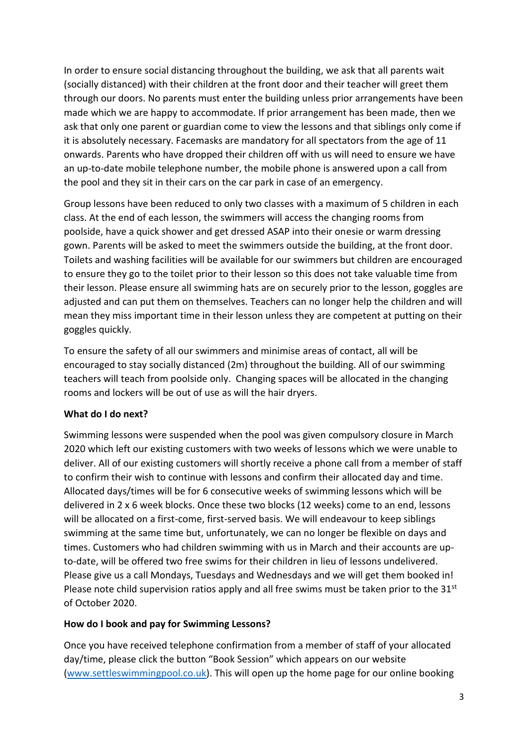In order to ensure social distancing throughout the building, we ask that all parents wait (socially distanced) with their children at the front door and their teacher will greet them through our doors. No parents must enter the building unless prior arrangements have been made which we are happy to accommodate. If prior arrangement has been made, then we ask that only one parent or guardian come to view the lessons and that siblings only come if it is absolutely necessary. Facemasks are mandatory for all spectators from the age of 11 onwards. Parents who have dropped their children off with us will need to ensure we have an up-to-date mobile telephone number, the mobile phone is answered upon a call from the pool and they sit in their cars on the car park in case of an emergency.

Group lessons have been reduced to only two classes with a maximum of 5 children in each class. At the end of each lesson, the swimmers will access the changing rooms from poolside, have a quick shower and get dressed ASAP into their onesie or warm dressing gown. Parents will be asked to meet the swimmers outside the building, at the front door. Toilets and washing facilities will be available for our swimmers but children are encouraged to ensure they go to the toilet prior to their lesson so this does not take valuable time from their lesson. Please ensure all swimming hats are on securely prior to the lesson, goggles are adjusted and can put them on themselves. Teachers can no longer help the children and will mean they miss important time in their lesson unless they are competent at putting on their goggles quickly.

To ensure the safety of all our swimmers and minimise areas of contact, all will be encouraged to stay socially distanced (2m) throughout the building. All of our swimming teachers will teach from poolside only. Changing spaces will be allocated in the changing rooms and lockers will be out of use as will the hair dryers.

**What do I do next?**

Swimming lessons were suspended when the pool was given compulsory closure in March 2020 which left our existing customers with two weeks of lessons which we were unable to deliver. All of our existing customers will shortly receive a phone call from a member of staff to confirm their wish to continue with lessons and confirm their allocated day and time. Allocated days/times will be for 6 consecutive weeks of swimming lessons which will be delivered in 2 x 6 week blocks. Once these two blocks (12 weeks) come to an end, lessons will be allocated on a first-come, first-served basis. We will endeavour to keep siblings swimming at the same time but, unfortunately, we can no longer be flexible on days and times. Customers who had children swimming with us in March and their accounts are up-to-date, will be offered two free swims for their children in lieu of lessons undelivered. Please give us a call Mondays, Tuesdays and Wednesdays and we will get them booked in! Please note child supervision ratios apply and all free swims must be taken prior to the 31st of October 2020.

**How do I book and pay for Swimming Lessons?**

Once you have received telephone confirmation from a member of staff of your allocated day/time, please click the button "Book Session" which appears on our website (www.settleswimmingpool.co.uk). This will open up the home page for our online booking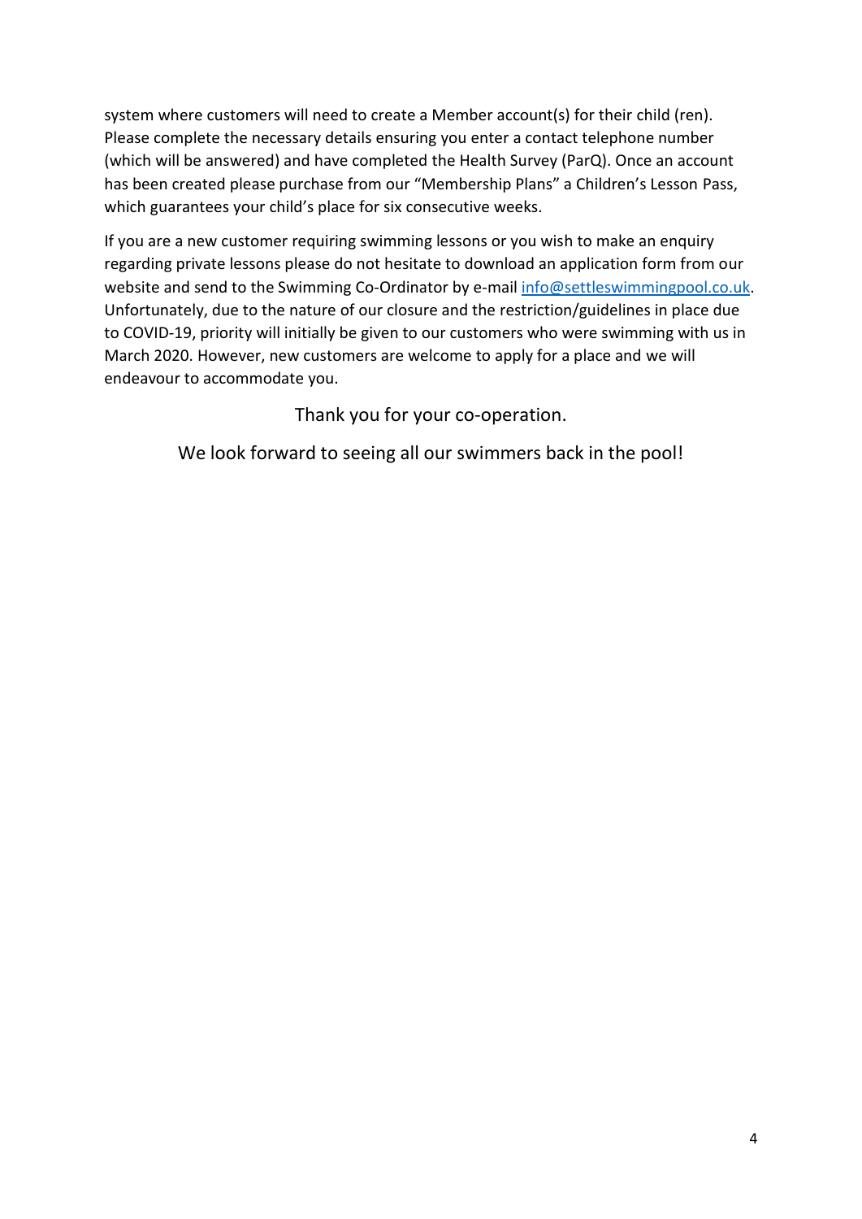system where customers will need to create a Member account(s) for their child (ren). Please complete the necessary details ensuring you enter a contact telephone number (which will be answered) and have completed the Health Survey (ParQ). Once an account has been created please purchase from our "Membership Plans" a Children's Lesson Pass, which guarantees your child's place for six consecutive weeks.

If you are a new customer requiring swimming lessons or you wish to make an enquiry regarding private lessons please do not hesitate to download an application form from our website and send to the Swimming Co-Ordinator by e-mail info@settleswimmingpool.co.uk. Unfortunately, due to the nature of our closure and the restriction/guidelines in place due to COVID-19, priority will initially be given to our customers who were swimming with us in March 2020. However, new customers are welcome to apply for a place and we will endeavour to accommodate you.

Thank you for your co-operation.

We look forward to seeing all our swimmers back in the pool!